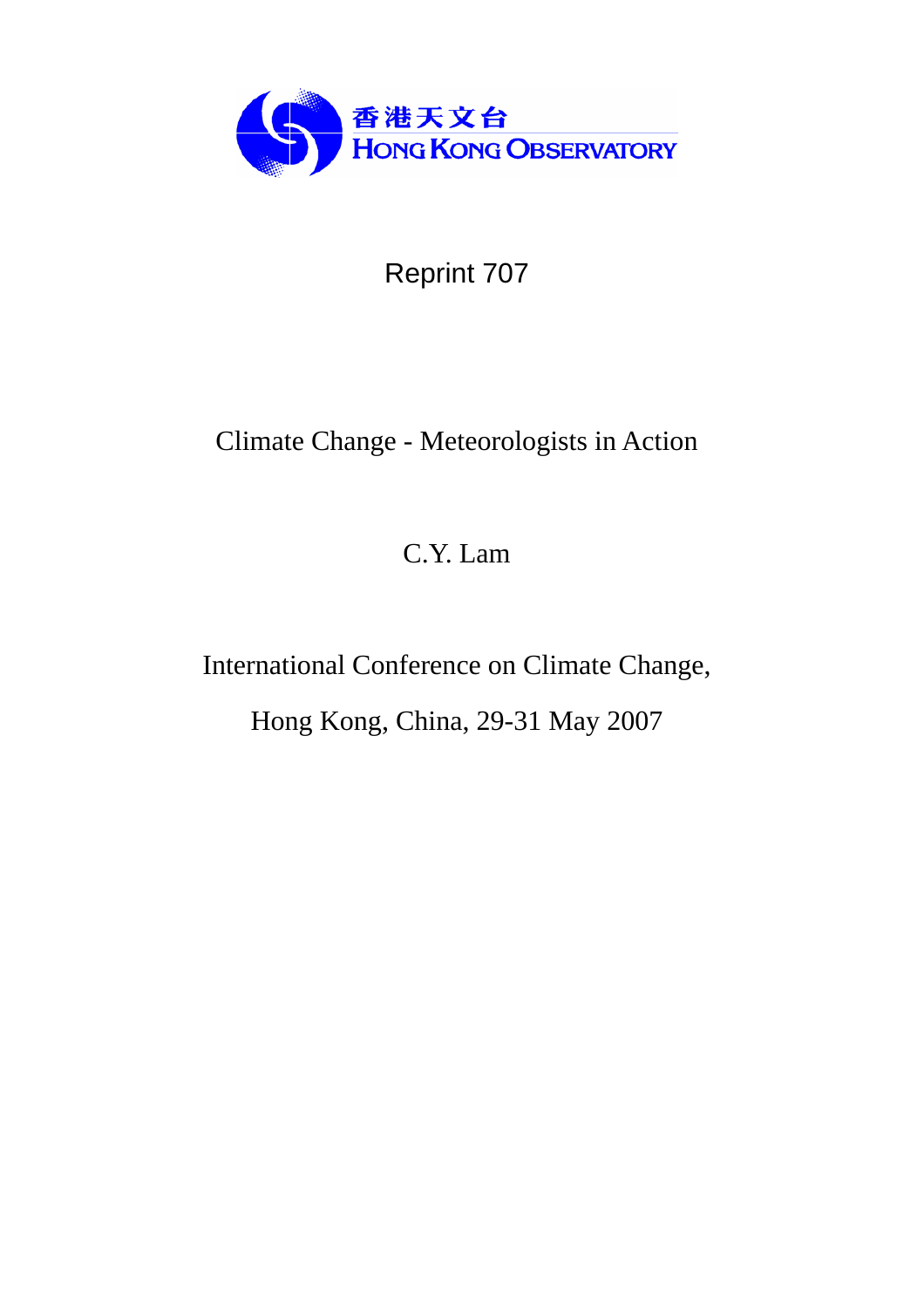香港天文台
HONG KONG OBSERVATORY

Reprint 707

# Climate Change - Meteorologists in Action

C.Y. Lam

International Conference on Climate Change,

Hong Kong, China, 29-31 May 2007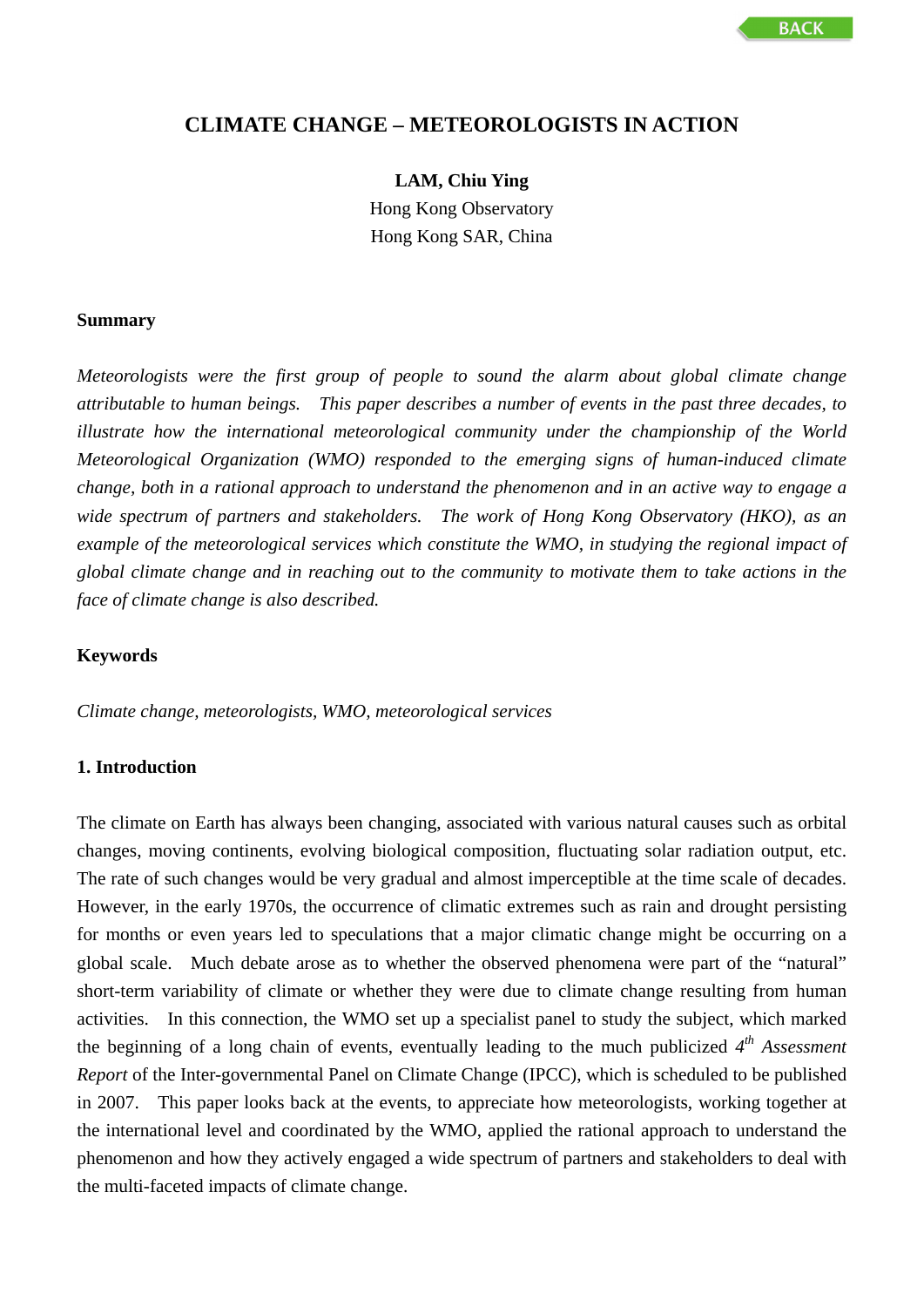# CLIMATE CHANGE – METEOROLOGISTS IN ACTION

**LAM, Chiu Ying**
Hong Kong Observatory
Hong Kong SAR, China

### Summary

*Meteorologists were the first group of people to sound the alarm about global climate change attributable to human beings. This paper describes a number of events in the past three decades, to illustrate how the international meteorological community under the championship of the World Meteorological Organization (WMO) responded to the emerging signs of human-induced climate change, both in a rational approach to understand the phenomenon and in an active way to engage a wide spectrum of partners and stakeholders. The work of Hong Kong Observatory (HKO), as an example of the meteorological services which constitute the WMO, in studying the regional impact of global climate change and in reaching out to the community to motivate them to take actions in the face of climate change is also described.*

### Keywords

*Climate change, meteorologists, WMO, meteorological services*

### 1. Introduction

The climate on Earth has always been changing, associated with various natural causes such as orbital changes, moving continents, evolving biological composition, fluctuating solar radiation output, etc. The rate of such changes would be very gradual and almost imperceptible at the time scale of decades. However, in the early 1970s, the occurrence of climatic extremes such as rain and drought persisting for months or even years led to speculations that a major climatic change might be occurring on a global scale. Much debate arose as to whether the observed phenomena were part of the "natural" short-term variability of climate or whether they were due to climate change resulting from human activities. In this connection, the WMO set up a specialist panel to study the subject, which marked the beginning of a long chain of events, eventually leading to the much publicized *4th Assessment Report* of the Inter-governmental Panel on Climate Change (IPCC), which is scheduled to be published in 2007. This paper looks back at the events, to appreciate how meteorologists, working together at the international level and coordinated by the WMO, applied the rational approach to understand the phenomenon and how they actively engaged a wide spectrum of partners and stakeholders to deal with the multi-faceted impacts of climate change.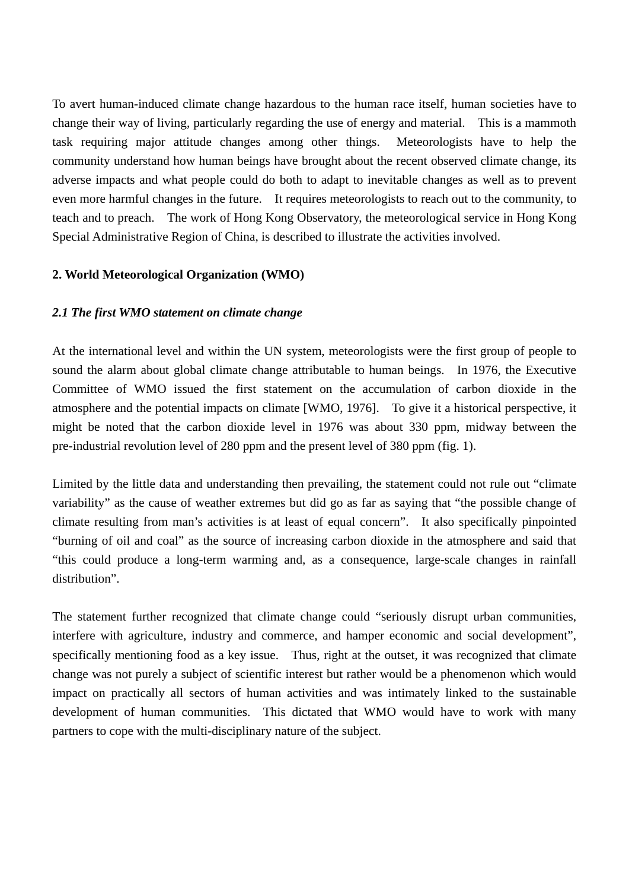To avert human-induced climate change hazardous to the human race itself, human societies have to change their way of living, particularly regarding the use of energy and material. This is a mammoth task requiring major attitude changes among other things. Meteorologists have to help the community understand how human beings have brought about the recent observed climate change, its adverse impacts and what people could do both to adapt to inevitable changes as well as to prevent even more harmful changes in the future. It requires meteorologists to reach out to the community, to teach and to preach. The work of Hong Kong Observatory, the meteorological service in Hong Kong Special Administrative Region of China, is described to illustrate the activities involved.

## 2. World Meteorological Organization (WMO)

### *2.1 The first WMO statement on climate change*

At the international level and within the UN system, meteorologists were the first group of people to sound the alarm about global climate change attributable to human beings. In 1976, the Executive Committee of WMO issued the first statement on the accumulation of carbon dioxide in the atmosphere and the potential impacts on climate [WMO, 1976]. To give it a historical perspective, it might be noted that the carbon dioxide level in 1976 was about 330 ppm, midway between the pre-industrial revolution level of 280 ppm and the present level of 380 ppm (fig. 1).

Limited by the little data and understanding then prevailing, the statement could not rule out "climate variability" as the cause of weather extremes but did go as far as saying that "the possible change of climate resulting from man's activities is at least of equal concern". It also specifically pinpointed "burning of oil and coal" as the source of increasing carbon dioxide in the atmosphere and said that "this could produce a long-term warming and, as a consequence, large-scale changes in rainfall distribution".

The statement further recognized that climate change could "seriously disrupt urban communities, interfere with agriculture, industry and commerce, and hamper economic and social development", specifically mentioning food as a key issue. Thus, right at the outset, it was recognized that climate change was not purely a subject of scientific interest but rather would be a phenomenon which would impact on practically all sectors of human activities and was intimately linked to the sustainable development of human communities. This dictated that WMO would have to work with many partners to cope with the multi-disciplinary nature of the subject.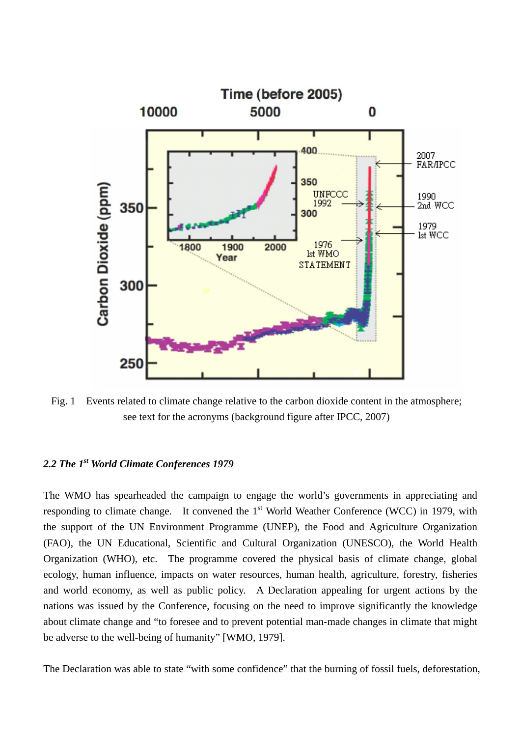Fig. 1 Events related to climate change relative to the carbon dioxide content in the atmosphere; see text for the acronyms (background figure after IPCC, 2007)

### *2.2 The 1st World Climate Conferences 1979*

The WMO has spearheaded the campaign to engage the world's governments in appreciating and responding to climate change. It convened the 1st World Weather Conference (WCC) in 1979, with the support of the UN Environment Programme (UNEP), the Food and Agriculture Organization (FAO), the UN Educational, Scientific and Cultural Organization (UNESCO), the World Health Organization (WHO), etc. The programme covered the physical basis of climate change, global ecology, human influence, impacts on water resources, human health, agriculture, forestry, fisheries and world economy, as well as public policy. A Declaration appealing for urgent actions by the nations was issued by the Conference, focusing on the need to improve significantly the knowledge about climate change and "to foresee and to prevent potential man-made changes in climate that might be adverse to the well-being of humanity" [WMO, 1979].

The Declaration was able to state "with some confidence" that the burning of fossil fuels, deforestation,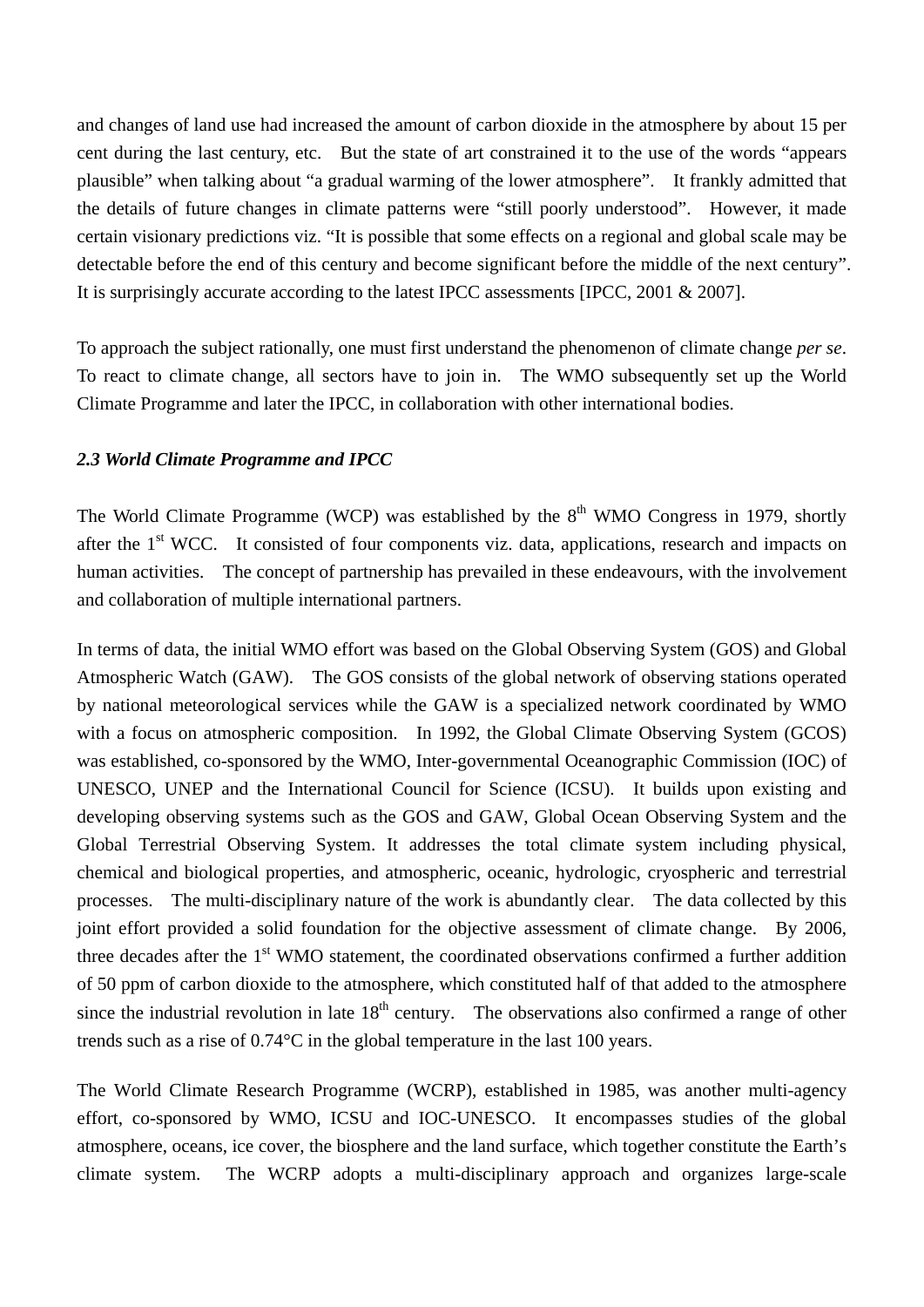and changes of land use had increased the amount of carbon dioxide in the atmosphere by about 15 per cent during the last century, etc. But the state of art constrained it to the use of the words "appears plausible" when talking about "a gradual warming of the lower atmosphere". It frankly admitted that the details of future changes in climate patterns were "still poorly understood". However, it made certain visionary predictions viz. "It is possible that some effects on a regional and global scale may be detectable before the end of this century and become significant before the middle of the next century". It is surprisingly accurate according to the latest IPCC assessments [IPCC, 2001 & 2007].

To approach the subject rationally, one must first understand the phenomenon of climate change *per se*. To react to climate change, all sectors have to join in. The WMO subsequently set up the World Climate Programme and later the IPCC, in collaboration with other international bodies.

### *2.3 World Climate Programme and IPCC*

The World Climate Programme (WCP) was established by the 8th WMO Congress in 1979, shortly after the 1st WCC. It consisted of four components viz. data, applications, research and impacts on human activities. The concept of partnership has prevailed in these endeavours, with the involvement and collaboration of multiple international partners.

In terms of data, the initial WMO effort was based on the Global Observing System (GOS) and Global Atmospheric Watch (GAW). The GOS consists of the global network of observing stations operated by national meteorological services while the GAW is a specialized network coordinated by WMO with a focus on atmospheric composition. In 1992, the Global Climate Observing System (GCOS) was established, co-sponsored by the WMO, Inter-governmental Oceanographic Commission (IOC) of UNESCO, UNEP and the International Council for Science (ICSU). It builds upon existing and developing observing systems such as the GOS and GAW, Global Ocean Observing System and the Global Terrestrial Observing System. It addresses the total climate system including physical, chemical and biological properties, and atmospheric, oceanic, hydrologic, cryospheric and terrestrial processes. The multi-disciplinary nature of the work is abundantly clear. The data collected by this joint effort provided a solid foundation for the objective assessment of climate change. By 2006, three decades after the 1st WMO statement, the coordinated observations confirmed a further addition of 50 ppm of carbon dioxide to the atmosphere, which constituted half of that added to the atmosphere since the industrial revolution in late 18th century. The observations also confirmed a range of other trends such as a rise of 0.74°C in the global temperature in the last 100 years.

The World Climate Research Programme (WCRP), established in 1985, was another multi-agency effort, co-sponsored by WMO, ICSU and IOC-UNESCO. It encompasses studies of the global atmosphere, oceans, ice cover, the biosphere and the land surface, which together constitute the Earth's climate system. The WCRP adopts a multi-disciplinary approach and organizes large-scale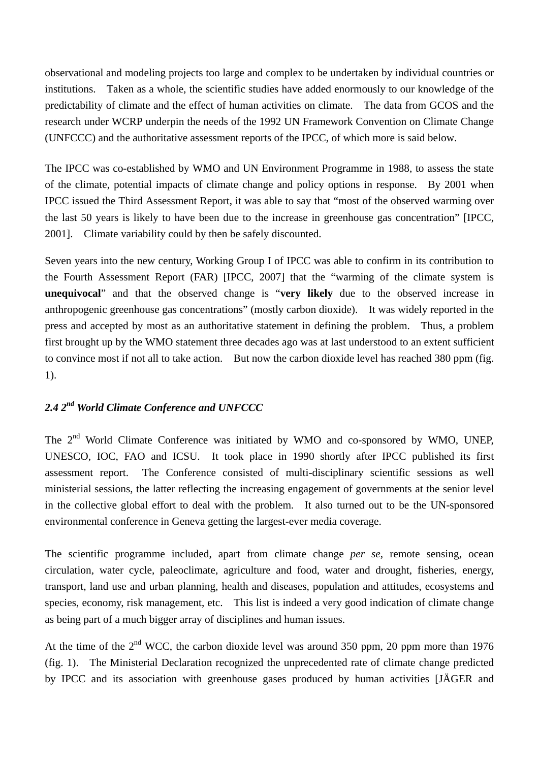observational and modeling projects too large and complex to be undertaken by individual countries or institutions. Taken as a whole, the scientific studies have added enormously to our knowledge of the predictability of climate and the effect of human activities on climate. The data from GCOS and the research under WCRP underpin the needs of the 1992 UN Framework Convention on Climate Change (UNFCCC) and the authoritative assessment reports of the IPCC, of which more is said below.

The IPCC was co-established by WMO and UN Environment Programme in 1988, to assess the state of the climate, potential impacts of climate change and policy options in response. By 2001 when IPCC issued the Third Assessment Report, it was able to say that "most of the observed warming over the last 50 years is likely to have been due to the increase in greenhouse gas concentration" [IPCC, 2001]. Climate variability could by then be safely discounted.

Seven years into the new century, Working Group I of IPCC was able to confirm in its contribution to the Fourth Assessment Report (FAR) [IPCC, 2007] that the "warming of the climate system is **unequivocal**" and that the observed change is "**very likely** due to the observed increase in anthropogenic greenhouse gas concentrations" (mostly carbon dioxide). It was widely reported in the press and accepted by most as an authoritative statement in defining the problem. Thus, a problem first brought up by the WMO statement three decades ago was at last understood to an extent sufficient to convince most if not all to take action. But now the carbon dioxide level has reached 380 ppm (fig. 1).

### *2.4 2nd World Climate Conference and UNFCCC*

The 2nd World Climate Conference was initiated by WMO and co-sponsored by WMO, UNEP, UNESCO, IOC, FAO and ICSU. It took place in 1990 shortly after IPCC published its first assessment report. The Conference consisted of multi-disciplinary scientific sessions as well ministerial sessions, the latter reflecting the increasing engagement of governments at the senior level in the collective global effort to deal with the problem. It also turned out to be the UN-sponsored environmental conference in Geneva getting the largest-ever media coverage.

The scientific programme included, apart from climate change *per se*, remote sensing, ocean circulation, water cycle, paleoclimate, agriculture and food, water and drought, fisheries, energy, transport, land use and urban planning, health and diseases, population and attitudes, ecosystems and species, economy, risk management, etc. This list is indeed a very good indication of climate change as being part of a much bigger array of disciplines and human issues.

At the time of the 2nd WCC, the carbon dioxide level was around 350 ppm, 20 ppm more than 1976 (fig. 1). The Ministerial Declaration recognized the unprecedented rate of climate change predicted by IPCC and its association with greenhouse gases produced by human activities [JÄGER and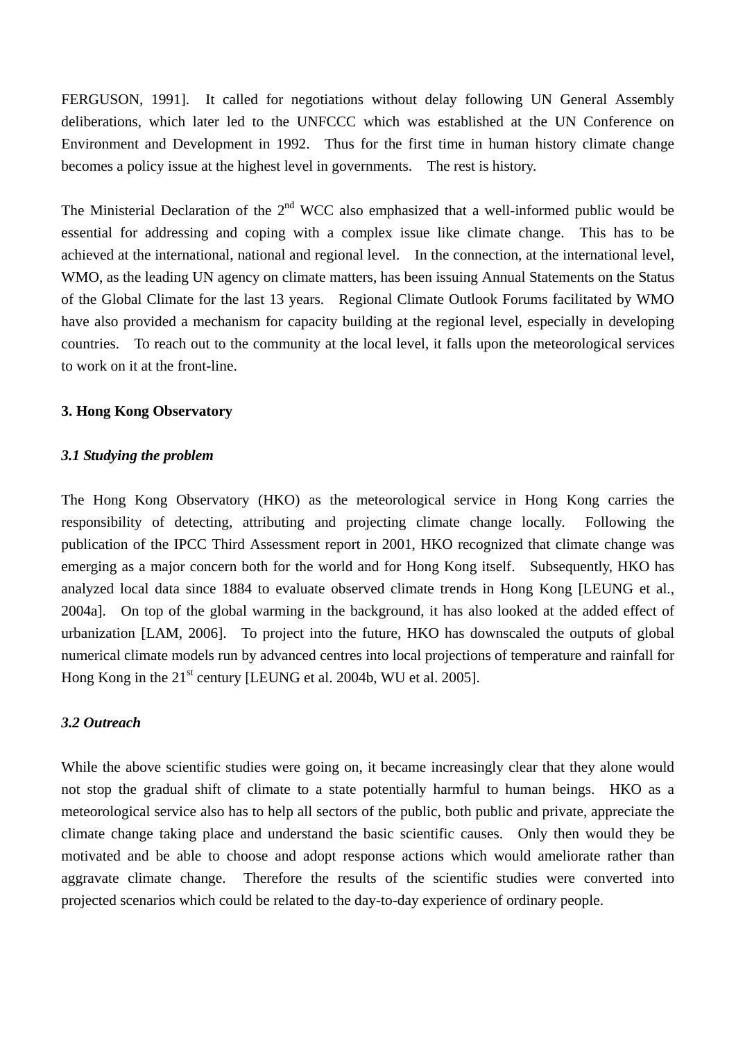FERGUSON, 1991]. It called for negotiations without delay following UN General Assembly deliberations, which later led to the UNFCCC which was established at the UN Conference on Environment and Development in 1992. Thus for the first time in human history climate change becomes a policy issue at the highest level in governments. The rest is history.

The Ministerial Declaration of the 2$^{nd}$ WCC also emphasized that a well-informed public would be essential for addressing and coping with a complex issue like climate change. This has to be achieved at the international, national and regional level. In the connection, at the international level, WMO, as the leading UN agency on climate matters, has been issuing Annual Statements on the Status of the Global Climate for the last 13 years. Regional Climate Outlook Forums facilitated by WMO have also provided a mechanism for capacity building at the regional level, especially in developing countries. To reach out to the community at the local level, it falls upon the meteorological services to work on it at the front-line.

## 3. Hong Kong Observatory

### *3.1 Studying the problem*

The Hong Kong Observatory (HKO) as the meteorological service in Hong Kong carries the responsibility of detecting, attributing and projecting climate change locally. Following the publication of the IPCC Third Assessment report in 2001, HKO recognized that climate change was emerging as a major concern both for the world and for Hong Kong itself. Subsequently, HKO has analyzed local data since 1884 to evaluate observed climate trends in Hong Kong [LEUNG et al., 2004a]. On top of the global warming in the background, it has also looked at the added effect of urbanization [LAM, 2006]. To project into the future, HKO has downscaled the outputs of global numerical climate models run by advanced centres into local projections of temperature and rainfall for Hong Kong in the 21$^{st}$ century [LEUNG et al. 2004b, WU et al. 2005].

### *3.2 Outreach*

While the above scientific studies were going on, it became increasingly clear that they alone would not stop the gradual shift of climate to a state potentially harmful to human beings. HKO as a meteorological service also has to help all sectors of the public, both public and private, appreciate the climate change taking place and understand the basic scientific causes. Only then would they be motivated and be able to choose and adopt response actions which would ameliorate rather than aggravate climate change. Therefore the results of the scientific studies were converted into projected scenarios which could be related to the day-to-day experience of ordinary people.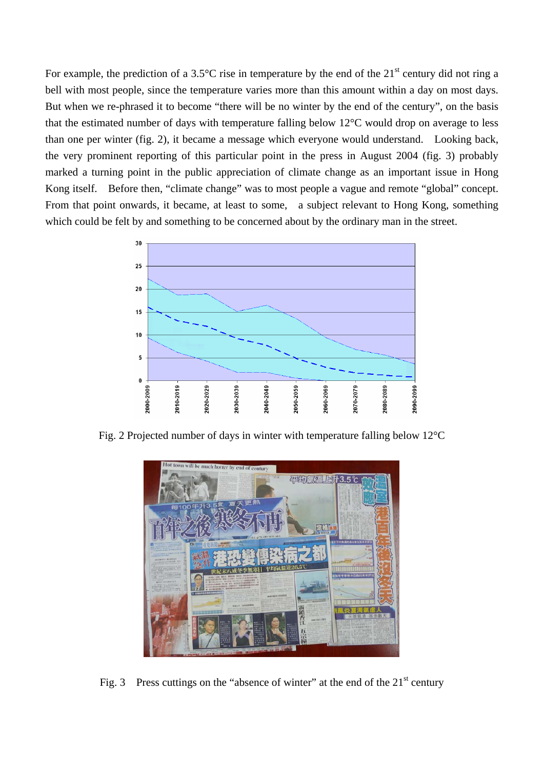For example, the prediction of a 3.5°C rise in temperature by the end of the 21st century did not ring a bell with most people, since the temperature varies more than this amount within a day on most days. But when we re-phrased it to become "there will be no winter by the end of the century", on the basis that the estimated number of days with temperature falling below 12°C would drop on average to less than one per winter (fig. 2), it became a message which everyone would understand. Looking back, the very prominent reporting of this particular point in the press in August 2004 (fig. 3) probably marked a turning point in the public appreciation of climate change as an important issue in Hong Kong itself. Before then, "climate change" was to most people a vague and remote "global" concept. From that point onwards, it became, at least to some, a subject relevant to Hong Kong, something which could be felt by and something to be concerned about by the ordinary man in the street.

Fig. 2 Projected number of days in winter with temperature falling below 12°C

Fig. 3 Press cuttings on the "absence of winter" at the end of the 21st century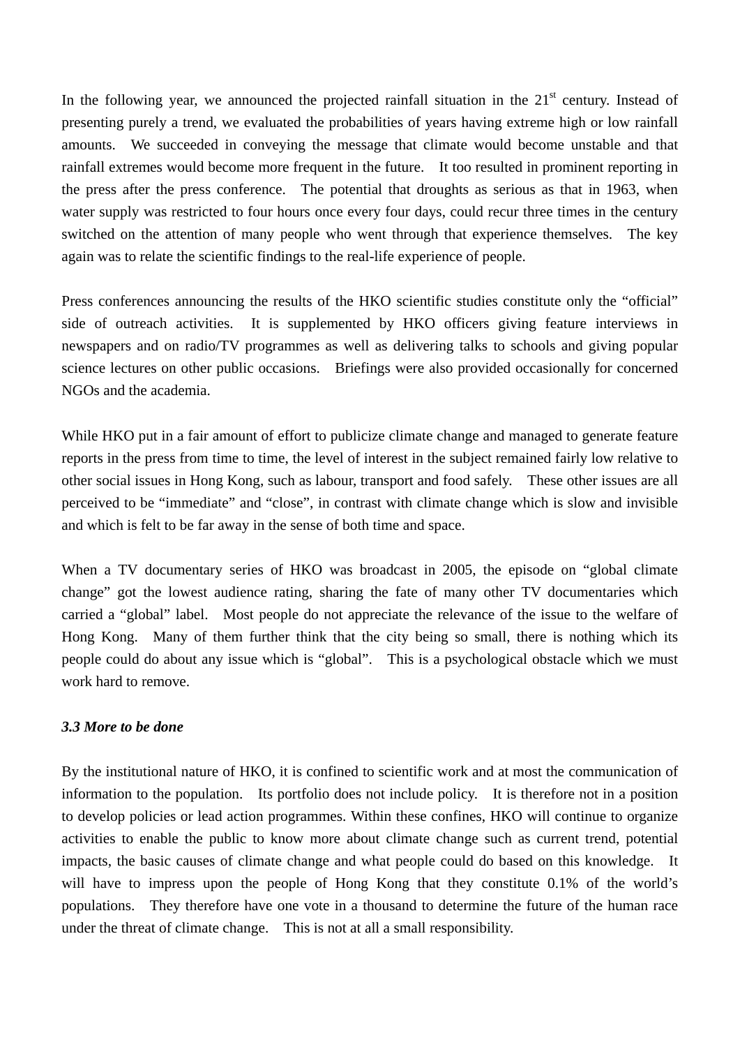In the following year, we announced the projected rainfall situation in the 21st century. Instead of presenting purely a trend, we evaluated the probabilities of years having extreme high or low rainfall amounts. We succeeded in conveying the message that climate would become unstable and that rainfall extremes would become more frequent in the future. It too resulted in prominent reporting in the press after the press conference. The potential that droughts as serious as that in 1963, when water supply was restricted to four hours once every four days, could recur three times in the century switched on the attention of many people who went through that experience themselves. The key again was to relate the scientific findings to the real-life experience of people.

Press conferences announcing the results of the HKO scientific studies constitute only the "official" side of outreach activities. It is supplemented by HKO officers giving feature interviews in newspapers and on radio/TV programmes as well as delivering talks to schools and giving popular science lectures on other public occasions. Briefings were also provided occasionally for concerned NGOs and the academia.

While HKO put in a fair amount of effort to publicize climate change and managed to generate feature reports in the press from time to time, the level of interest in the subject remained fairly low relative to other social issues in Hong Kong, such as labour, transport and food safely. These other issues are all perceived to be "immediate" and "close", in contrast with climate change which is slow and invisible and which is felt to be far away in the sense of both time and space.

When a TV documentary series of HKO was broadcast in 2005, the episode on "global climate change" got the lowest audience rating, sharing the fate of many other TV documentaries which carried a "global" label. Most people do not appreciate the relevance of the issue to the welfare of Hong Kong. Many of them further think that the city being so small, there is nothing which its people could do about any issue which is "global". This is a psychological obstacle which we must work hard to remove.

### *3.3 More to be done*

By the institutional nature of HKO, it is confined to scientific work and at most the communication of information to the population. Its portfolio does not include policy. It is therefore not in a position to develop policies or lead action programmes. Within these confines, HKO will continue to organize activities to enable the public to know more about climate change such as current trend, potential impacts, the basic causes of climate change and what people could do based on this knowledge. It will have to impress upon the people of Hong Kong that they constitute 0.1% of the world's populations. They therefore have one vote in a thousand to determine the future of the human race under the threat of climate change. This is not at all a small responsibility.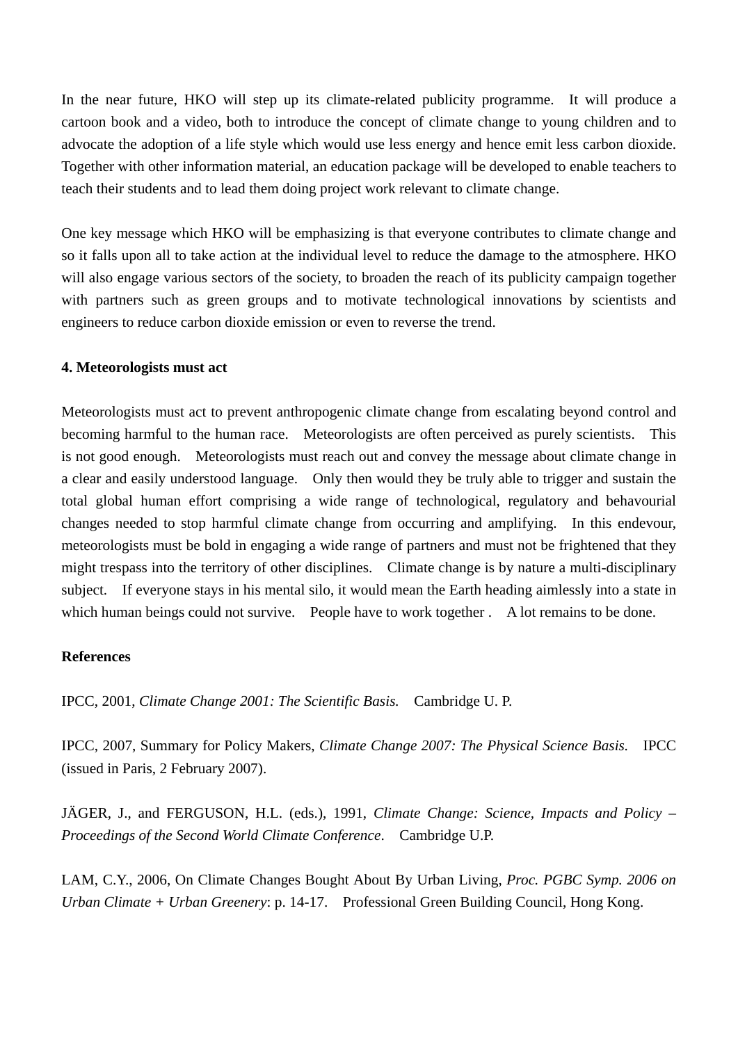In the near future, HKO will step up its climate-related publicity programme. It will produce a cartoon book and a video, both to introduce the concept of climate change to young children and to advocate the adoption of a life style which would use less energy and hence emit less carbon dioxide. Together with other information material, an education package will be developed to enable teachers to teach their students and to lead them doing project work relevant to climate change.

One key message which HKO will be emphasizing is that everyone contributes to climate change and so it falls upon all to take action at the individual level to reduce the damage to the atmosphere. HKO will also engage various sectors of the society, to broaden the reach of its publicity campaign together with partners such as green groups and to motivate technological innovations by scientists and engineers to reduce carbon dioxide emission or even to reverse the trend.

**4. Meteorologists must act**

Meteorologists must act to prevent anthropogenic climate change from escalating beyond control and becoming harmful to the human race. Meteorologists are often perceived as purely scientists. This is not good enough. Meteorologists must reach out and convey the message about climate change in a clear and easily understood language. Only then would they be truly able to trigger and sustain the total global human effort comprising a wide range of technological, regulatory and behavourial changes needed to stop harmful climate change from occurring and amplifying. In this endevour, meteorologists must be bold in engaging a wide range of partners and must not be frightened that they might trespass into the territory of other disciplines. Climate change is by nature a multi-disciplinary subject. If everyone stays in his mental silo, it would mean the Earth heading aimlessly into a state in which human beings could not survive. People have to work together . A lot remains to be done.

**References**

IPCC, 2001, *Climate Change 2001: The Scientific Basis.* Cambridge U. P.

IPCC, 2007, Summary for Policy Makers, *Climate Change 2007: The Physical Science Basis.* IPCC (issued in Paris, 2 February 2007).

JÄGER, J., and FERGUSON, H.L. (eds.), 1991, *Climate Change: Science, Impacts and Policy – Proceedings of the Second World Climate Conference*. Cambridge U.P.

LAM, C.Y., 2006, On Climate Changes Bought About By Urban Living, *Proc. PGBC Symp. 2006 on Urban Climate + Urban Greenery*: p. 14-17. Professional Green Building Council, Hong Kong.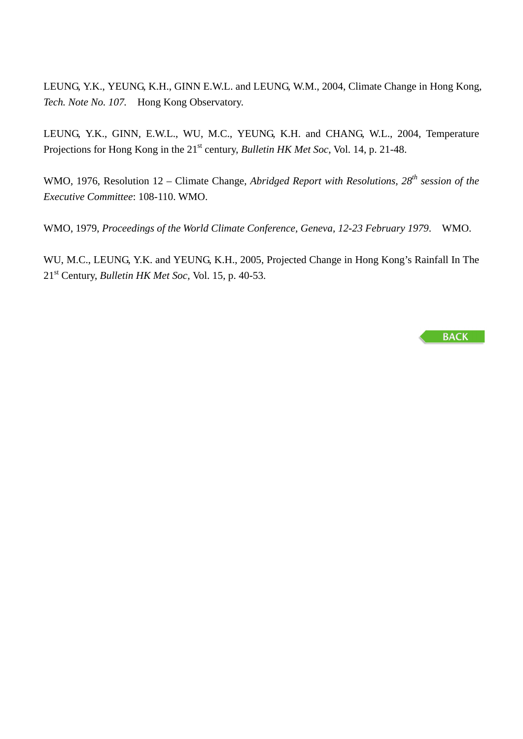LEUNG, Y.K., YEUNG, K.H., GINN E.W.L. and LEUNG, W.M., 2004, Climate Change in Hong Kong, *Tech. Note No. 107*. Hong Kong Observatory.

LEUNG, Y.K., GINN, E.W.L., WU, M.C., YEUNG, K.H. and CHANG, W.L., 2004, Temperature Projections for Hong Kong in the 21st century, *Bulletin HK Met Soc*, Vol. 14, p. 21-48.

WMO, 1976, Resolution 12 – Climate Change, *Abridged Report with Resolutions, 28th session of the Executive Committee*: 108-110. WMO.

WMO, 1979, *Proceedings of the World Climate Conference, Geneva, 12-23 February 1979*. WMO.

WU, M.C., LEUNG, Y.K. and YEUNG, K.H., 2005, Projected Change in Hong Kong's Rainfall In The 21st Century, *Bulletin HK Met Soc*, Vol. 15, p. 40-53.

BACK